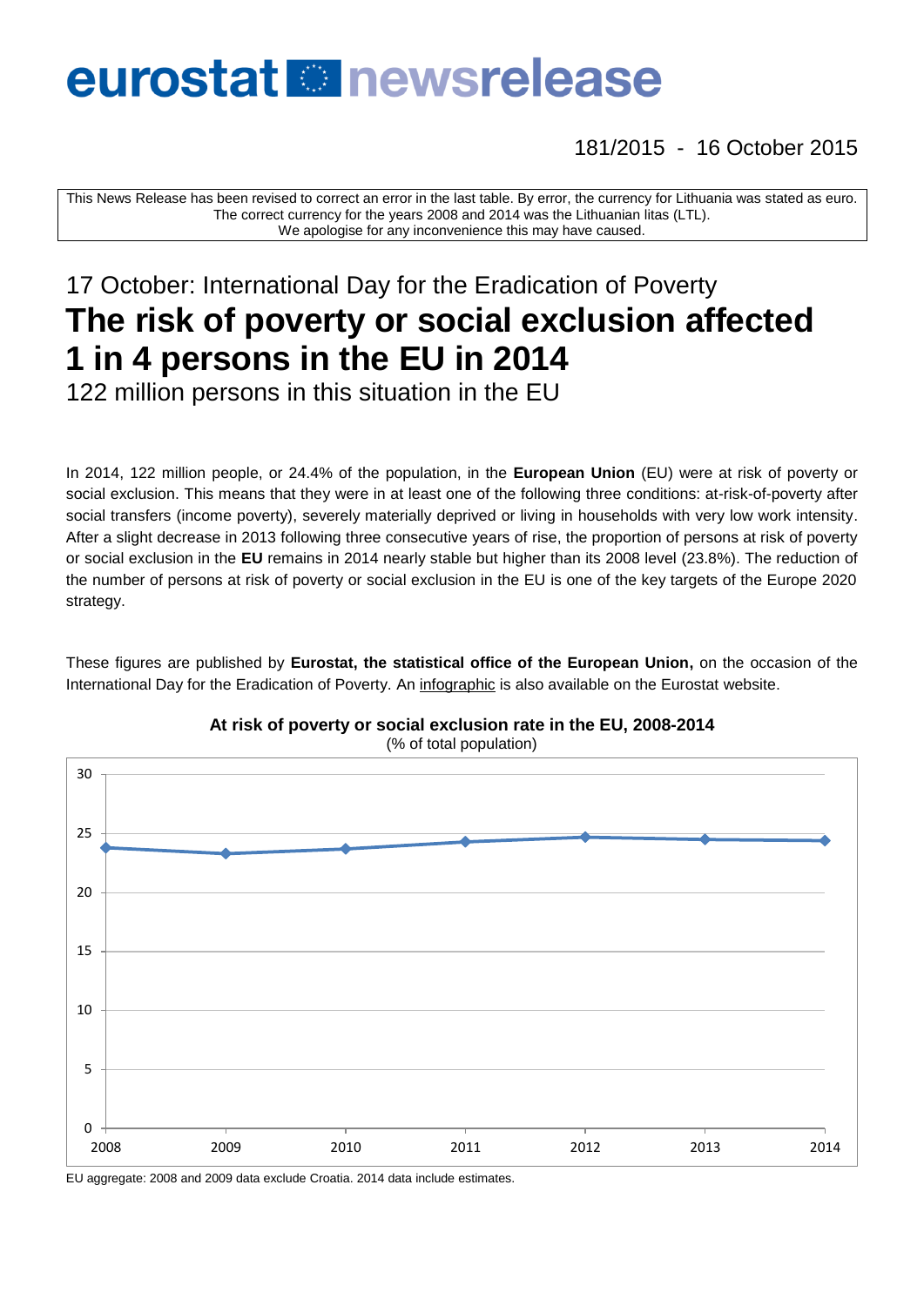# eurostat newsrelease

181/2015 - 16 October 2015

This News Release has been revised to correct an error in the last table. By error, the currency for Lithuania was stated as euro. The correct currency for the years 2008 and 2014 was the Lithuanian litas (LTL). We apologise for any inconvenience this may have caused.

## 17 October: International Day for the Eradication of Poverty

# The risk of poverty or social exclusion affected 1 in 4 persons in the EU in 2014

122 million persons in this situation in the EU

In 2014, 122 million people, or 24.4% of the population, in the **European Union** (EU) were at risk of poverty or social exclusion. This means that they were in at least one of the following three conditions: at-risk-of-poverty after social transfers (income poverty), severely materially deprived or living in households with very low work intensity. After a slight decrease in 2013 following three consecutive years of rise, the proportion of persons at risk of poverty or social exclusion in the **EU** remains in 2014 nearly stable but higher than its 2008 level (23.8%). The reduction of the number of persons at risk of poverty or social exclusion in the EU is one of the key targets of the Europe 2020 strategy.

These figures are published by **Eurostat, the statistical office of the European Union,** on the occasion of the International Day for the Eradication of Poverty. An infographic is also available on the Eurostat website.

**At risk of poverty or social exclusion rate in the EU, 2008-2014**

(% of total population)

EU aggregate: 2008 and 2009 data exclude Croatia. 2014 data include estimates.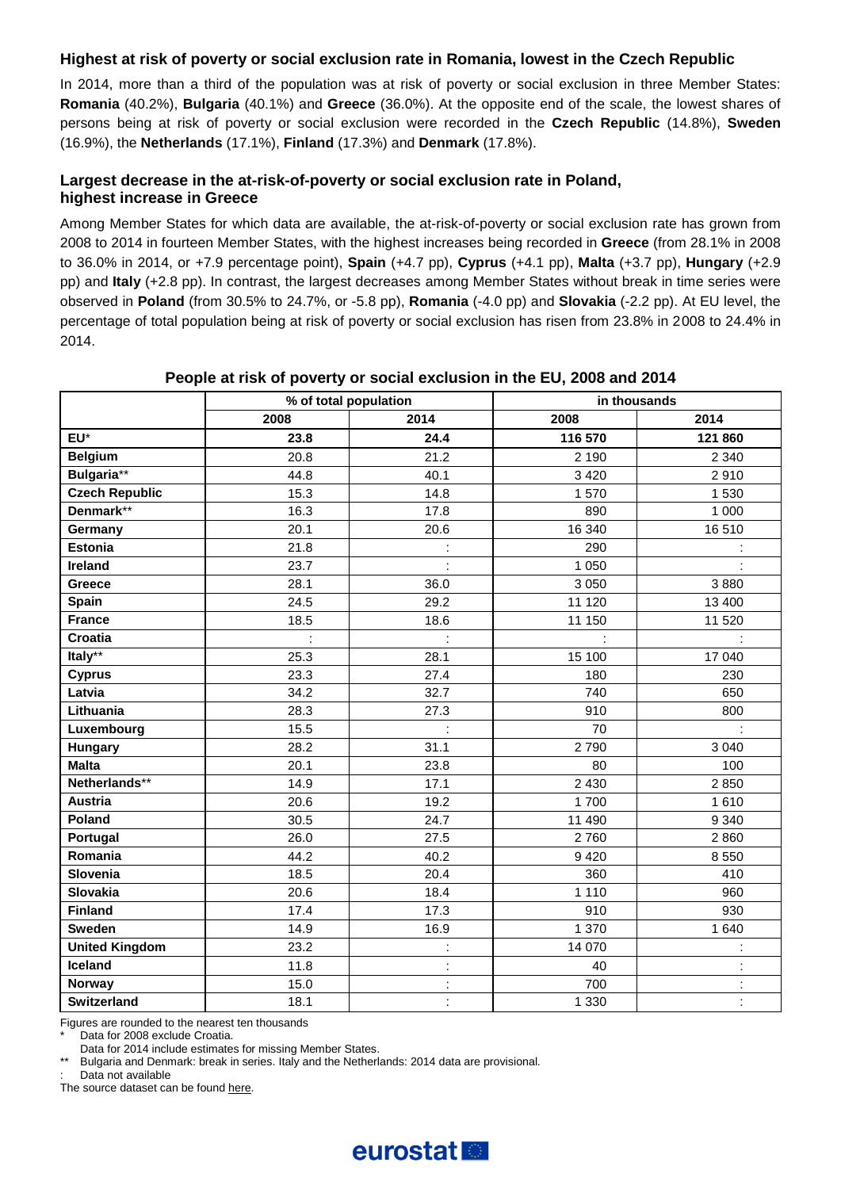### Highest at risk of poverty or social exclusion rate in Romania, lowest in the Czech Republic

In 2014, more than a third of the population was at risk of poverty or social exclusion in three Member States: **Romania** (40.2%), **Bulgaria** (40.1%) and **Greece** (36.0%). At the opposite end of the scale, the lowest shares of persons being at risk of poverty or social exclusion were recorded in the **Czech Republic** (14.8%), **Sweden** (16.9%), the **Netherlands** (17.1%), **Finland** (17.3%) and **Denmark** (17.8%).

### Largest decrease in the at-risk-of-poverty or social exclusion rate in Poland, highest increase in Greece

Among Member States for which data are available, the at-risk-of-poverty or social exclusion rate has grown from 2008 to 2014 in fourteen Member States, with the highest increases being recorded in **Greece** (from 28.1% in 2008 to 36.0% in 2014, or +7.9 percentage point), **Spain** (+4.7 pp), **Cyprus** (+4.1 pp), **Malta** (+3.7 pp), **Hungary** (+2.9 pp) and **Italy** (+2.8 pp). In contrast, the largest decreases among Member States without break in time series were observed in **Poland** (from 30.5% to 24.7%, or -5.8 pp), **Romania** (-4.0 pp) and **Slovakia** (-2.2 pp). At EU level, the percentage of total population being at risk of poverty or social exclusion has risen from 23.8% in 2008 to 24.4% in 2014.

**People at risk of poverty or social exclusion in the EU, 2008 and 2014**

| | % of total population | | in thousands | |
|---|---|---|---|---|
| | 2008 | 2014 | 2008 | 2014 |
| **EU*** | **23.8** | **24.4** | **116 570** | **121 860** |
| **Belgium** | 20.8 | 21.2 | 2 190 | 2 340 |
| **Bulgaria**** | 44.8 | 40.1 | 3 420 | 2 910 |
| **Czech Republic** | 15.3 | 14.8 | 1 570 | 1 530 |
| **Denmark**** | 16.3 | 17.8 | 890 | 1 000 |
| **Germany** | 20.1 | 20.6 | 16 340 | 16 510 |
| **Estonia** | 21.8 | : | 290 | : |
| **Ireland** | 23.7 | : | 1 050 | : |
| **Greece** | 28.1 | 36.0 | 3 050 | 3 880 |
| **Spain** | 24.5 | 29.2 | 11 120 | 13 400 |
| **France** | 18.5 | 18.6 | 11 150 | 11 520 |
| **Croatia** | : | : | : | : |
| **Italy**** | 25.3 | 28.1 | 15 100 | 17 040 |
| **Cyprus** | 23.3 | 27.4 | 180 | 230 |
| **Latvia** | 34.2 | 32.7 | 740 | 650 |
| **Lithuania** | 28.3 | 27.3 | 910 | 800 |
| **Luxembourg** | 15.5 | : | 70 | : |
| **Hungary** | 28.2 | 31.1 | 2 790 | 3 040 |
| **Malta** | 20.1 | 23.8 | 80 | 100 |
| **Netherlands**** | 14.9 | 17.1 | 2 430 | 2 850 |
| **Austria** | 20.6 | 19.2 | 1 700 | 1 610 |
| **Poland** | 30.5 | 24.7 | 11 490 | 9 340 |
| **Portugal** | 26.0 | 27.5 | 2 760 | 2 860 |
| **Romania** | 44.2 | 40.2 | 9 420 | 8 550 |
| **Slovenia** | 18.5 | 20.4 | 360 | 410 |
| **Slovakia** | 20.6 | 18.4 | 1 110 | 960 |
| **Finland** | 17.4 | 17.3 | 910 | 930 |
| **Sweden** | 14.9 | 16.9 | 1 370 | 1 640 |
| **United Kingdom** | 23.2 | : | 14 070 | : |
| **Iceland** | 11.8 | : | 40 | : |
| **Norway** | 15.0 | : | 700 | : |
| **Switzerland** | 18.1 | : | 1 330 | : |

Figures are rounded to the nearest ten thousands

\* Data for 2008 exclude Croatia.
Data for 2014 include estimates for missing Member States.

** Bulgaria and Denmark: break in series. Italy and the Netherlands: 2014 data are provisional.

: Data not available

The source dataset can be found here.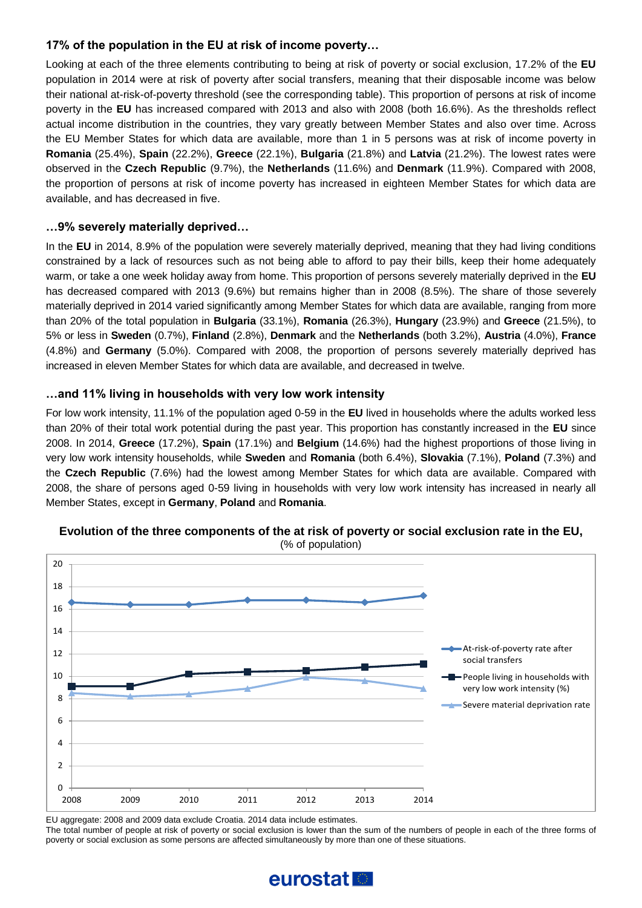### 17% of the population in the EU at risk of income poverty…

Looking at each of the three elements contributing to being at risk of poverty or social exclusion, 17.2% of the **EU** population in 2014 were at risk of poverty after social transfers, meaning that their disposable income was below their national at-risk-of-poverty threshold (see the corresponding table). This proportion of persons at risk of income poverty in the **EU** has increased compared with 2013 and also with 2008 (both 16.6%). As the thresholds reflect actual income distribution in the countries, they vary greatly between Member States and also over time. Across the EU Member States for which data are available, more than 1 in 5 persons was at risk of income poverty in **Romania** (25.4%), **Spain** (22.2%), **Greece** (22.1%), **Bulgaria** (21.8%) and **Latvia** (21.2%). The lowest rates were observed in the **Czech Republic** (9.7%), the **Netherlands** (11.6%) and **Denmark** (11.9%). Compared with 2008, the proportion of persons at risk of income poverty has increased in eighteen Member States for which data are available, and has decreased in five.

### …9% severely materially deprived…

In the **EU** in 2014, 8.9% of the population were severely materially deprived, meaning that they had living conditions constrained by a lack of resources such as not being able to afford to pay their bills, keep their home adequately warm, or take a one week holiday away from home. This proportion of persons severely materially deprived in the **EU** has decreased compared with 2013 (9.6%) but remains higher than in 2008 (8.5%). The share of those severely materially deprived in 2014 varied significantly among Member States for which data are available, ranging from more than 20% of the total population in **Bulgaria** (33.1%), **Romania** (26.3%), **Hungary** (23.9%) and **Greece** (21.5%), to 5% or less in **Sweden** (0.7%), **Finland** (2.8%), **Denmark** and the **Netherlands** (both 3.2%), **Austria** (4.0%), **France** (4.8%) and **Germany** (5.0%). Compared with 2008, the proportion of persons severely materially deprived has increased in eleven Member States for which data are available, and decreased in twelve.

### …and 11% living in households with very low work intensity

For low work intensity, 11.1% of the population aged 0-59 in the **EU** lived in households where the adults worked less than 20% of their total work potential during the past year. This proportion has constantly increased in the **EU** since 2008. In 2014, **Greece** (17.2%), **Spain** (17.1%) and **Belgium** (14.6%) had the highest proportions of those living in very low work intensity households, while **Sweden** and **Romania** (both 6.4%), **Slovakia** (7.1%), **Poland** (7.3%) and the **Czech Republic** (7.6%) had the lowest among Member States for which data are available. Compared with 2008, the share of persons aged 0-59 living in households with very low work intensity has increased in nearly all Member States, except in **Germany**, **Poland** and **Romania**.

**Evolution of the three components of the at risk of poverty or social exclusion rate in the EU,**
(% of population)

EU aggregate: 2008 and 2009 data exclude Croatia. 2014 data include estimates.
The total number of people at risk of poverty or social exclusion is lower than the sum of the numbers of people in each of the three forms of poverty or social exclusion as some persons are affected simultaneously by more than one of these situations.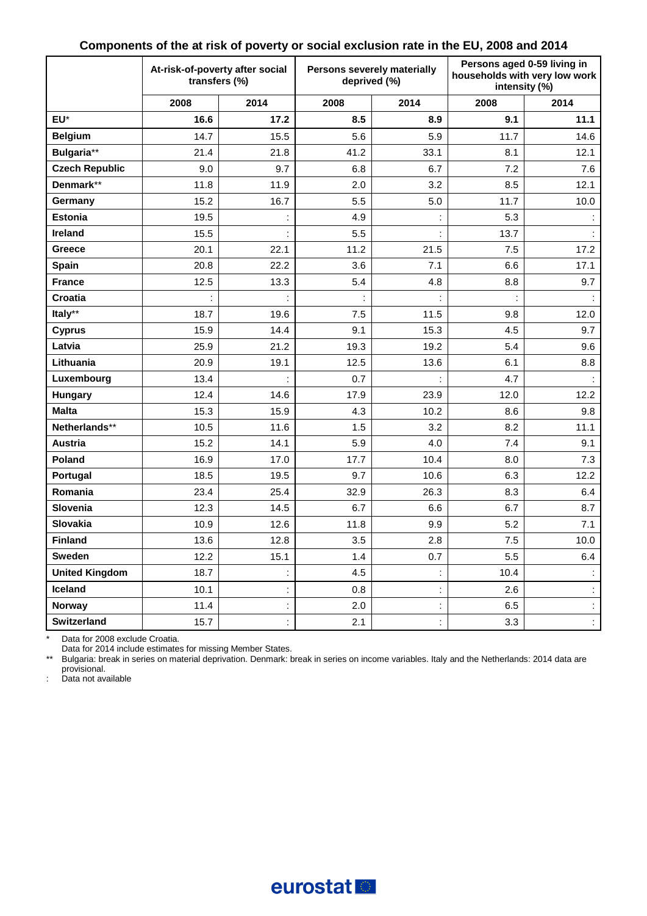### Components of the at risk of poverty or social exclusion rate in the EU, 2008 and 2014

| | At-risk-of-poverty after social transfers (%) | | Persons severely materially deprived (%) | | Persons aged 0-59 living in households with very low work intensity (%) | |
|---|---|---|---|---|---|---|
| | 2008 | 2014 | 2008 | 2014 | 2008 | 2014 |
| **EU*** | **16.6** | **17.2** | **8.5** | **8.9** | **9.1** | **11.1** |
| **Belgium** | 14.7 | 15.5 | 5.6 | 5.9 | 11.7 | 14.6 |
| **Bulgaria**** | 21.4 | 21.8 | 41.2 | 33.1 | 8.1 | 12.1 |
| **Czech Republic** | 9.0 | 9.7 | 6.8 | 6.7 | 7.2 | 7.6 |
| **Denmark**** | 11.8 | 11.9 | 2.0 | 3.2 | 8.5 | 12.1 |
| **Germany** | 15.2 | 16.7 | 5.5 | 5.0 | 11.7 | 10.0 |
| **Estonia** | 19.5 | : | 4.9 | : | 5.3 | : |
| **Ireland** | 15.5 | : | 5.5 | : | 13.7 | : |
| **Greece** | 20.1 | 22.1 | 11.2 | 21.5 | 7.5 | 17.2 |
| **Spain** | 20.8 | 22.2 | 3.6 | 7.1 | 6.6 | 17.1 |
| **France** | 12.5 | 13.3 | 5.4 | 4.8 | 8.8 | 9.7 |
| **Croatia** | : | : | : | : | : | : |
| **Italy**** | 18.7 | 19.6 | 7.5 | 11.5 | 9.8 | 12.0 |
| **Cyprus** | 15.9 | 14.4 | 9.1 | 15.3 | 4.5 | 9.7 |
| **Latvia** | 25.9 | 21.2 | 19.3 | 19.2 | 5.4 | 9.6 |
| **Lithuania** | 20.9 | 19.1 | 12.5 | 13.6 | 6.1 | 8.8 |
| **Luxembourg** | 13.4 | : | 0.7 | : | 4.7 | : |
| **Hungary** | 12.4 | 14.6 | 17.9 | 23.9 | 12.0 | 12.2 |
| **Malta** | 15.3 | 15.9 | 4.3 | 10.2 | 8.6 | 9.8 |
| **Netherlands**** | 10.5 | 11.6 | 1.5 | 3.2 | 8.2 | 11.1 |
| **Austria** | 15.2 | 14.1 | 5.9 | 4.0 | 7.4 | 9.1 |
| **Poland** | 16.9 | 17.0 | 17.7 | 10.4 | 8.0 | 7.3 |
| **Portugal** | 18.5 | 19.5 | 9.7 | 10.6 | 6.3 | 12.2 |
| **Romania** | 23.4 | 25.4 | 32.9 | 26.3 | 8.3 | 6.4 |
| **Slovenia** | 12.3 | 14.5 | 6.7 | 6.6 | 6.7 | 8.7 |
| **Slovakia** | 10.9 | 12.6 | 11.8 | 9.9 | 5.2 | 7.1 |
| **Finland** | 13.6 | 12.8 | 3.5 | 2.8 | 7.5 | 10.0 |
| **Sweden** | 12.2 | 15.1 | 1.4 | 0.7 | 5.5 | 6.4 |
| **United Kingdom** | 18.7 | : | 4.5 | : | 10.4 | : |
| **Iceland** | 10.1 | : | 0.8 | : | 2.6 | : |
| **Norway** | 11.4 | : | 2.0 | : | 6.5 | : |
| **Switzerland** | 15.7 | : | 2.1 | : | 3.3 | : |

\* Data for 2008 exclude Croatia.
Data for 2014 include estimates for missing Member States.

** Bulgaria: break in series on material deprivation. Denmark: break in series on income variables. Italy and the Netherlands: 2014 data are provisional.

: Data not available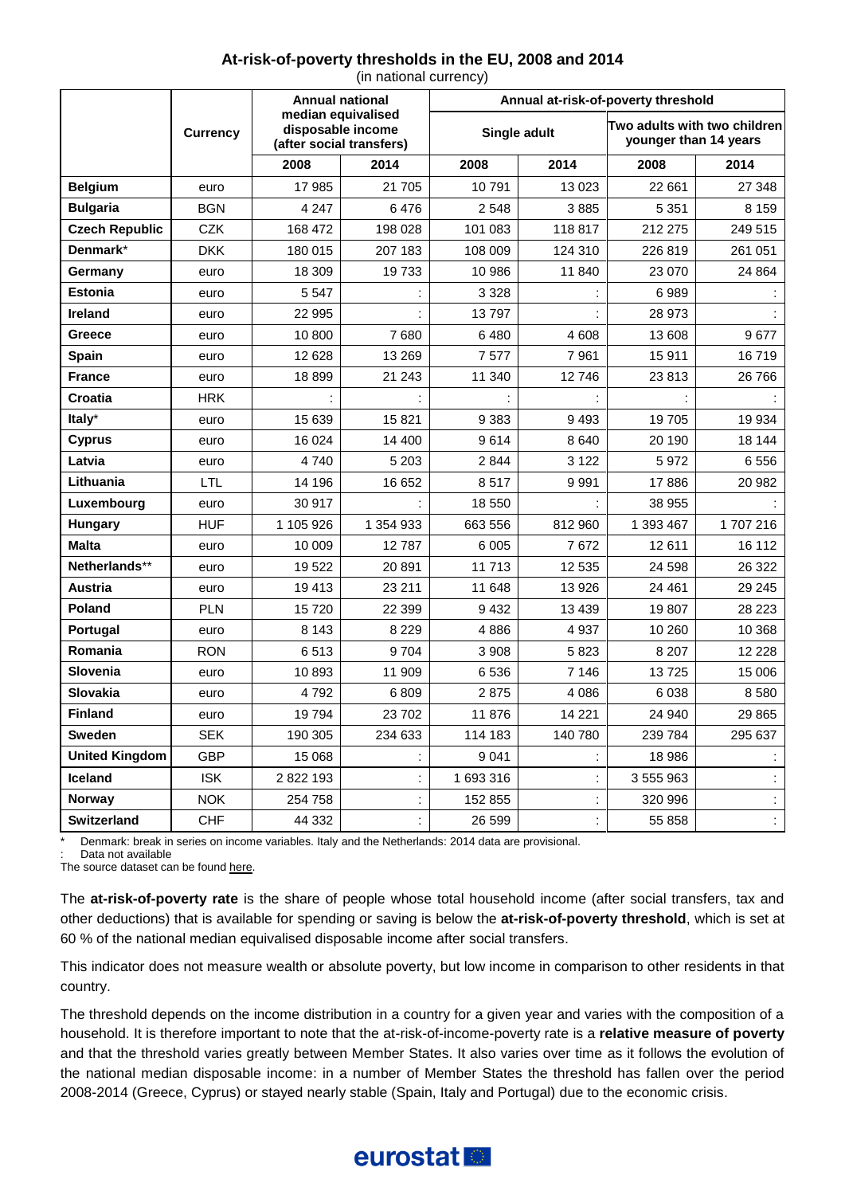## At-risk-of-poverty thresholds in the EU, 2008 and 2014

(in national currency)

| | Currency | Annual national median equivalised disposable income (after social transfers) | | Annual at-risk-of-poverty threshold | | | |
|---|---|---|---|---|---|---|---|
| | | | | Single adult | | Two adults with two children younger than 14 years | |
| | | 2008 | 2014 | 2008 | 2014 | 2008 | 2014 |
| **Belgium** | euro | 17 985 | 21 705 | 10 791 | 13 023 | 22 661 | 27 348 |
| **Bulgaria** | BGN | 4 247 | 6 476 | 2 548 | 3 885 | 5 351 | 8 159 |
| **Czech Republic** | CZK | 168 472 | 198 028 | 101 083 | 118 817 | 212 275 | 249 515 |
| **Denmark*** | DKK | 180 015 | 207 183 | 108 009 | 124 310 | 226 819 | 261 051 |
| **Germany** | euro | 18 309 | 19 733 | 10 986 | 11 840 | 23 070 | 24 864 |
| **Estonia** | euro | 5 547 | : | 3 328 | : | 6 989 | : |
| **Ireland** | euro | 22 995 | : | 13 797 | : | 28 973 | : |
| **Greece** | euro | 10 800 | 7 680 | 6 480 | 4 608 | 13 608 | 9 677 |
| **Spain** | euro | 12 628 | 13 269 | 7 577 | 7 961 | 15 911 | 16 719 |
| **France** | euro | 18 899 | 21 243 | 11 340 | 12 746 | 23 813 | 26 766 |
| **Croatia** | HRK | : | : | : | : | : | : |
| **Italy*** | euro | 15 639 | 15 821 | 9 383 | 9 493 | 19 705 | 19 934 |
| **Cyprus** | euro | 16 024 | 14 400 | 9 614 | 8 640 | 20 190 | 18 144 |
| **Latvia** | euro | 4 740 | 5 203 | 2 844 | 3 122 | 5 972 | 6 556 |
| **Lithuania** | LTL | 14 196 | 16 652 | 8 517 | 9 991 | 17 886 | 20 982 |
| **Luxembourg** | euro | 30 917 | : | 18 550 | : | 38 955 | : |
| **Hungary** | HUF | 1 105 926 | 1 354 933 | 663 556 | 812 960 | 1 393 467 | 1 707 216 |
| **Malta** | euro | 10 009 | 12 787 | 6 005 | 7 672 | 12 611 | 16 112 |
| **Netherlands**** | euro | 19 522 | 20 891 | 11 713 | 12 535 | 24 598 | 26 322 |
| **Austria** | euro | 19 413 | 23 211 | 11 648 | 13 926 | 24 461 | 29 245 |
| **Poland** | PLN | 15 720 | 22 399 | 9 432 | 13 439 | 19 807 | 28 223 |
| **Portugal** | euro | 8 143 | 8 229 | 4 886 | 4 937 | 10 260 | 10 368 |
| **Romania** | RON | 6 513 | 9 704 | 3 908 | 5 823 | 8 207 | 12 228 |
| **Slovenia** | euro | 10 893 | 11 909 | 6 536 | 7 146 | 13 725 | 15 006 |
| **Slovakia** | euro | 4 792 | 6 809 | 2 875 | 4 086 | 6 038 | 8 580 |
| **Finland** | euro | 19 794 | 23 702 | 11 876 | 14 221 | 24 940 | 29 865 |
| **Sweden** | SEK | 190 305 | 234 633 | 114 183 | 140 780 | 239 784 | 295 637 |
| **United Kingdom** | GBP | 15 068 | : | 9 041 | : | 18 986 | : |
| **Iceland** | ISK | 2 822 193 | : | 1 693 316 | : | 3 555 963 | : |
| **Norway** | NOK | 254 758 | : | 152 855 | : | 320 996 | : |
| **Switzerland** | CHF | 44 332 | : | 26 599 | : | 55 858 | : |

\* Denmark: break in series on income variables. Italy and the Netherlands: 2014 data are provisional.

: Data not available

The source dataset can be found here.

The **at-risk-of-poverty rate** is the share of people whose total household income (after social transfers, tax and other deductions) that is available for spending or saving is below the **at-risk-of-poverty threshold**, which is set at 60 % of the national median equivalised disposable income after social transfers.

This indicator does not measure wealth or absolute poverty, but low income in comparison to other residents in that country.

The threshold depends on the income distribution in a country for a given year and varies with the composition of a household. It is therefore important to note that the at-risk-of-income-poverty rate is a **relative measure of poverty** and that the threshold varies greatly between Member States. It also varies over time as it follows the evolution of the national median disposable income: in a number of Member States the threshold has fallen over the period 2008-2014 (Greece, Cyprus) or stayed nearly stable (Spain, Italy and Portugal) due to the economic crisis.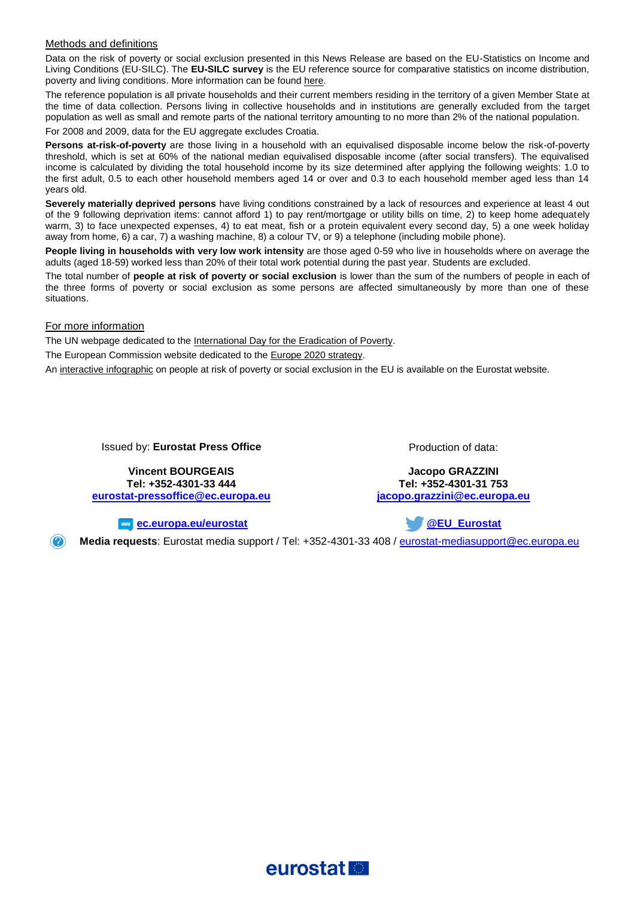## Methods and definitions

Data on the risk of poverty or social exclusion presented in this News Release are based on the EU-Statistics on Income and Living Conditions (EU-SILC). The **EU-SILC survey** is the EU reference source for comparative statistics on income distribution, poverty and living conditions. More information can be found here.

The reference population is all private households and their current members residing in the territory of a given Member State at the time of data collection. Persons living in collective households and in institutions are generally excluded from the target population as well as small and remote parts of the national territory amounting to no more than 2% of the national population.

For 2008 and 2009, data for the EU aggregate excludes Croatia.

**Persons at-risk-of-poverty** are those living in a household with an equivalised disposable income below the risk-of-poverty threshold, which is set at 60% of the national median equivalised disposable income (after social transfers). The equivalised income is calculated by dividing the total household income by its size determined after applying the following weights: 1.0 to the first adult, 0.5 to each other household members aged 14 or over and 0.3 to each household member aged less than 14 years old.

**Severely materially deprived persons** have living conditions constrained by a lack of resources and experience at least 4 out of the 9 following deprivation items: cannot afford 1) to pay rent/mortgage or utility bills on time, 2) to keep home adequately warm, 3) to face unexpected expenses, 4) to eat meat, fish or a protein equivalent every second day, 5) a one week holiday away from home, 6) a car, 7) a washing machine, 8) a colour TV, or 9) a telephone (including mobile phone).

**People living in households with very low work intensity** are those aged 0-59 who live in households where on average the adults (aged 18-59) worked less than 20% of their total work potential during the past year. Students are excluded.

The total number of **people at risk of poverty or social exclusion** is lower than the sum of the numbers of people in each of the three forms of poverty or social exclusion as some persons are affected simultaneously by more than one of these situations.

## For more information

The UN webpage dedicated to the International Day for the Eradication of Poverty.

The European Commission website dedicated to the Europe 2020 strategy.

An interactive infographic on people at risk of poverty or social exclusion in the EU is available on the Eurostat website.

Issued by: **Eurostat Press Office**

**Vincent BOURGEAIS**
**Tel: +352-4301-33 444**
**eurostat-pressoffice@ec.europa.eu**

Production of data:

**Jacopo GRAZZINI**
**Tel: +352-4301-31 753**
**jacopo.grazzini@ec.europa.eu**

**ec.europa.eu/eurostat**

**@EU_Eurostat**

**Media requests**: Eurostat media support / Tel: +352-4301-33 408 / eurostat-mediasupport@ec.europa.eu